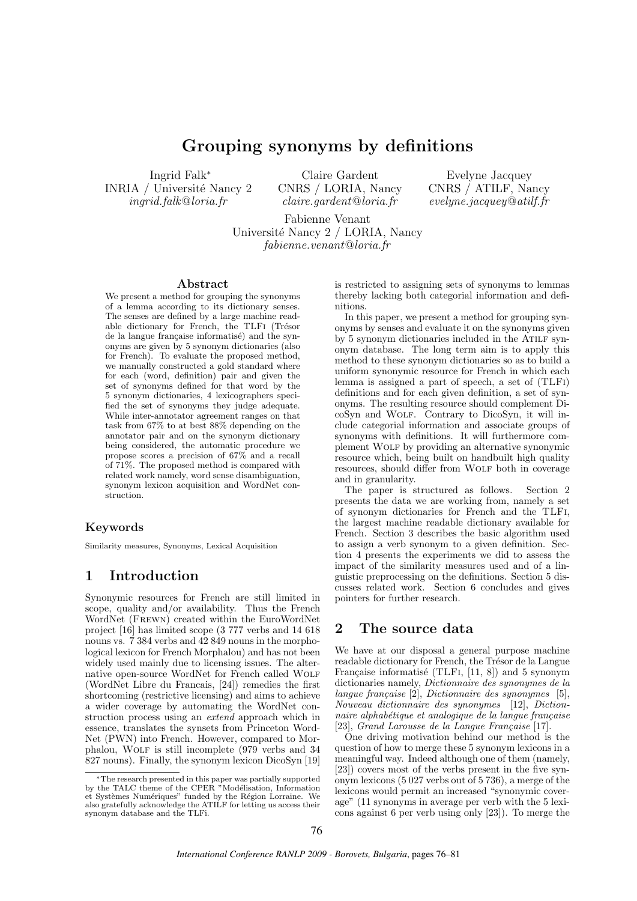# Grouping synonyms by definitions

Ingrid Falk*
INRIA / Université Nancy 2
*ingrid.falk@loria.fr*

Claire Gardent
CNRS / LORIA, Nancy
*claire.gardent@loria.fr*

Evelyne Jacquey
CNRS / ATILF, Nancy
*evelyne.jacquey@atilf.fr*

Fabienne Venant
Université Nancy 2 / LORIA, Nancy
*fabienne.venant@loria.fr*

## Abstract

We present a method for grouping the synonyms of a lemma according to its dictionary senses. The senses are defined by a large machine readable dictionary for French, the TLFi (Trésor de la langue française informatisé) and the synonyms are given by 5 synonym dictionaries (also for French). To evaluate the proposed method, we manually constructed a gold standard where for each (word, definition) pair and given the set of synonyms defined for that word by the 5 synonym dictionaries, 4 lexicographers specified the set of synonyms they judge adequate. While inter-annotator agreement ranges on that task from 67% to at best 88% depending on the annotator pair and on the synonym dictionary being considered, the automatic procedure we propose scores a precision of 67% and a recall of 71%. The proposed method is compared with related work namely, word sense disambiguation, synonym lexicon acquisition and WordNet construction.

### Keywords

Similarity measures, Synonyms, Lexical Acquisition

## 1 Introduction

Synonymic resources for French are still limited in scope, quality and/or availability. Thus the French WordNet (FREWN) created within the EuroWordNet project [16] has limited scope (3 777 verbs and 14 618 nouns vs. 7 384 verbs and 42 849 nouns in the morphological lexicon for French Morphalou) and has not been widely used mainly due to licensing issues. The alternative open-source WordNet for French called WOLF (WordNet Libre du Francais, [24]) remedies the first shortcoming (restrictive licensing) and aims to achieve a wider coverage by automating the WordNet construction process using an *extend* approach which in essence, translates the synsets from Princeton WordNet (PWN) into French. However, compared to Morphalou, WOLF is still incomplete (979 verbs and 34 827 nouns). Finally, the synonym lexicon DicoSyn [19] is restricted to assigning sets of synonyms to lemmas thereby lacking both categorial information and definitions.

In this paper, we present a method for grouping synonyms by senses and evaluate it on the synonyms given by 5 synonym dictionaries included in the ATILF synonym database. The long term aim is to apply this method to these synonym dictionaries so as to build a uniform synonymic resource for French in which each lemma is assigned a part of speech, a set of (TLFi) definitions and for each given definition, a set of synonyms. The resulting resource should complement DicoSyn and WOLF. Contrary to DicoSyn, it will include categorial information and associate groups of synonyms with definitions. It will furthermore complement WOLF by providing an alternative synonymic resource which, being built on handbuilt high quality resources, should differ from WOLF both in coverage and in granularity.

The paper is structured as follows. Section 2 presents the data we are working from, namely a set of synonym dictionaries for French and the TLFi, the largest machine readable dictionary available for French. Section 3 describes the basic algorithm used to assign a verb synonym to a given definition. Section 4 presents the experiments we did to assess the impact of the similarity measures used and of a linguistic preprocessing on the definitions. Section 5 discusses related work. Section 6 concludes and gives pointers for further research.

## 2 The source data

We have at our disposal a general purpose machine readable dictionary for French, the Trésor de la Langue Française informatisé (TLFi, [11, 8]) and 5 synonym dictionaries namely, *Dictionnaire des synonymes de la langue française* [2], *Dictionnaire des synonymes* [5], *Nouveau dictionnaire des synonymes* [12], *Dictionnaire alphabétique et analogique de la langue française* [23], *Grand Larousse de la Langue Française* [17].

One driving motivation behind our method is the question of how to merge these 5 synonym lexicons in a meaningful way. Indeed although one of them (namely, [23]) covers most of the verbs present in the five synonym lexicons (5 027 verbs out of 5 736), a merge of the lexicons would permit an increased "synonymic coverage" (11 synonyms in average per verb with the 5 lexicons against 6 per verb using only [23]). To merge the

*The research presented in this paper was partially supported by the TALC theme of the CPER "Modélisation, Information et Systèmes Numériques" funded by the Région Lorraine. We also gratefully acknowledge the ATILF for letting us access their synonym database and the TLFi.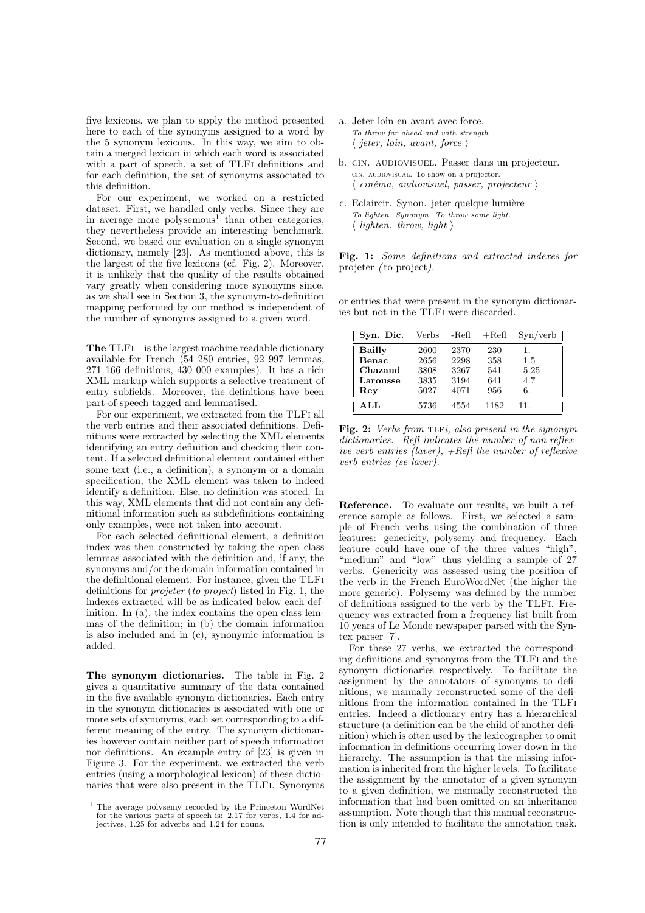five lexicons, we plan to apply the method presented here to each of the synonyms assigned to a word by the 5 synonym lexicons. In this way, we aim to obtain a merged lexicon in which each word is associated with a part of speech, a set of TLFi definitions and for each definition, the set of synonyms associated to this definition.

For our experiment, we worked on a restricted dataset. First, we handled only verbs. Since they are in average more polysemous[1] than other categories, they nevertheless provide an interesting benchmark. Second, we based our evaluation on a single synonym dictionary, namely [23]. As mentioned above, this is the largest of the five lexicons (cf. Fig. 2). Moreover, it is unlikely that the quality of the results obtained vary greatly when considering more synonyms since, as we shall see in Section 3, the synonym-to-definition mapping performed by our method is independent of the number of synonyms assigned to a given word.

**The** TLFi is the largest machine readable dictionary available for French (54 280 entries, 92 997 lemmas, 271 166 definitions, 430 000 examples). It has a rich XML markup which supports a selective treatment of entry subfields. Moreover, the definitions have been part-of-speech tagged and lemmatised.

For our experiment, we extracted from the TLFi all the verb entries and their associated definitions. Definitions were extracted by selecting the XML elements identifying an entry definition and checking their content. If a selected definitional element contained either some text (i.e., a definition), a synonym or a domain specification, the XML element was taken to indeed identify a definition. Else, no definition was stored. In this way, XML elements that did not contain any definitional information such as subdefinitions containing only examples, were not taken into account.

For each selected definitional element, a definition index was then constructed by taking the open class lemmas associated with the definition and, if any, the synonyms and/or the domain information contained in the definitional element. For instance, given the TLFi definitions for *projeter* (*to project*) listed in Fig. 1, the indexes extracted will be as indicated below each definition. In (a), the index contains the open class lemmas of the definition; in (b) the domain information is also included and in (c), synonymic information is added.

**The synonym dictionaries.** The table in Fig. 2 gives a quantitative summary of the data contained in the five available synonym dictionaries. Each entry in the synonym dictionaries is associated with one or more sets of synonyms, each set corresponding to a different meaning of the entry. The synonym dictionaries however contain neither part of speech information nor definitions. An example entry of [23] is given in Figure 3. For the experiment, we extracted the verb entries (using a morphological lexicon) of these dictionaries that were also present in the TLFi. Synonyms or entries that were present in the synonym dictionaries but not in the TLFi were discarded.

a. Jeter loin en avant avec force.
*To throw far ahead and with strength*
⟨ *jeter, loin, avant, force* ⟩

b. CIN. AUDIOVISUEL. Passer dans un projecteur.
*CIN. AUDIOVISUAL. To show on a projector.*
⟨ *cinéma, audiovisuel, passer, projecteur* ⟩

c. Eclaircir. Synon. jeter quelque lumière
*To lighten. Synonym. To throw some light.*
⟨ *lighten. throw, light* ⟩

**Fig. 1:** *Some definitions and extracted indexes for* projeter *(*to project*).*

| Syn. Dic. | Verbs | -Refl | +Refl | Syn/verb |
|---|---|---|---|---|
| **Bailly** | 2600 | 2370 | 230 | 1. |
| **Benac** | 2656 | 2298 | 358 | 1.5 |
| **Chazaud** | 3808 | 3267 | 541 | 5.25 |
| **Larousse** | 3835 | 3194 | 641 | 4.7 |
| **Rey** | 5027 | 4071 | 956 | 6. |
| **ALL** | 5736 | 4554 | 1182 | 11. |

**Fig. 2:** *Verbs from* TLFi*, also present in the synonym dictionaries. -Refl indicates the number of non reflexive verb entries (laver), +Refl the number of reflexive verb entries (se laver).*

**Reference.** To evaluate our results, we built a reference sample as follows. First, we selected a sample of French verbs using the combination of three features: genericity, polysemy and frequency. Each feature could have one of the three values "high", "medium" and "low" thus yielding a sample of 27 verbs. Genericity was assessed using the position of the verb in the French EuroWordNet (the higher the more generic). Polysemy was defined by the number of definitions assigned to the verb by the TLFi. Frequency was extracted from a frequency list built from 10 years of Le Monde newspaper parsed with the Syntex parser [7].

For these 27 verbs, we extracted the corresponding definitions and synonyms from the TLFi and the synonym dictionaries respectively. To facilitate the assignment by the annotators of synonyms to definitions, we manually reconstructed some of the definitions from the information contained in the TLFi entries. Indeed a dictionary entry has a hierarchical structure (a definition can be the child of another definition) which is often used by the lexicographer to omit information in definitions occurring lower down in the hierarchy. The assumption is that the missing information is inherited from the higher levels. To facilitate the assignment by the annotator of a given synonym to a given definition, we manually reconstructed the information that had been omitted on an inheritance assumption. Note though that this manual reconstruction is only intended to facilitate the annotation task.

[1] The average polysemy recorded by the Princeton WordNet for the various parts of speech is: 2.17 for verbs, 1.4 for adjectives, 1.25 for adverbs and 1.24 for nouns.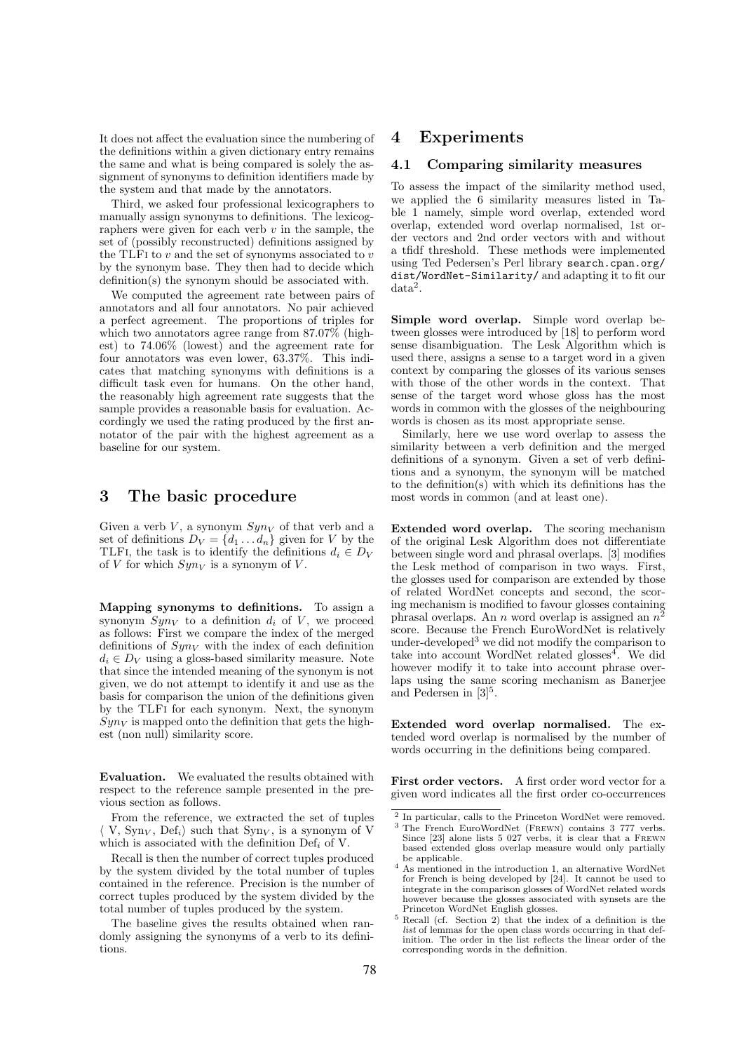It does not affect the evaluation since the numbering of the definitions within a given dictionary entry remains the same and what is being compared is solely the assignment of synonyms to definition identifiers made by the system and that made by the annotators.

Third, we asked four professional lexicographers to manually assign synonyms to definitions. The lexicographers were given for each verb $v$ in the sample, the set of (possibly reconstructed) definitions assigned by the TLFi to $v$ and the set of synonyms associated to $v$ by the synonym base. They then had to decide which definition(s) the synonym should be associated with.

We computed the agreement rate between pairs of annotators and all four annotators. No pair achieved a perfect agreement. The proportions of triples for which two annotators agree range from 87.07% (highest) to 74.06% (lowest) and the agreement rate for four annotators was even lower, 63.37%. This indicates that matching synonyms with definitions is a difficult task even for humans. On the other hand, the reasonably high agreement rate suggests that the sample provides a reasonable basis for evaluation. Accordingly we used the rating produced by the first annotator of the pair with the highest agreement as a baseline for our system.

# 3 The basic procedure

Given a verb $V$, a synonym $Syn_V$ of that verb and a set of definitions $D_V = \{d_1 \ldots d_n\}$ given for $V$ by the TLFi, the task is to identify the definitions $d_i \in D_V$ of $V$ for which $Syn_V$ is a synonym of $V$.

**Mapping synonyms to definitions.** To assign a synonym $Syn_V$ to a definition $d_i$ of $V$, we proceed as follows: First we compare the index of the merged definitions of $Syn_V$ with the index of each definition $d_i \in D_V$ using a gloss-based similarity measure. Note that since the intended meaning of the synonym is not given, we do not attempt to identify it and use as the basis for comparison the union of the definitions given by the TLFi for each synonym. Next, the synonym $Syn_V$ is mapped onto the definition that gets the highest (non null) similarity score.

**Evaluation.** We evaluated the results obtained with respect to the reference sample presented in the previous section as follows.

From the reference, we extracted the set of tuples $\langle$ V, Syn$_V$, Def$_i\rangle$ such that Syn$_V$, is a synonym of V which is associated with the definition Def$_i$ of V.

Recall is then the number of correct tuples produced by the system divided by the total number of tuples contained in the reference. Precision is the number of correct tuples produced by the system divided by the total number of tuples produced by the system.

The baseline gives the results obtained when randomly assigning the synonyms of a verb to its definitions.

# 4 Experiments

## 4.1 Comparing similarity measures

To assess the impact of the similarity method used, we applied the 6 similarity measures listed in Table 1 namely, simple word overlap, extended word overlap, extended word overlap normalised, 1st order vectors and 2nd order vectors with and without a tfidf threshold. These methods were implemented using Ted Pedersen's Perl library search.cpan.org/dist/WordNet-Similarity/ and adapting it to fit our data[2].

**Simple word overlap.** Simple word overlap between glosses were introduced by [18] to perform word sense disambiguation. The Lesk Algorithm which is used there, assigns a sense to a target word in a given context by comparing the glosses of its various senses with those of the other words in the context. That sense of the target word whose gloss has the most words in common with the glosses of the neighbouring words is chosen as its most appropriate sense.

Similarly, here we use word overlap to assess the similarity between a verb definition and the merged definitions of a synonym. Given a set of verb definitions and a synonym, the synonym will be matched to the definition(s) with which its definitions has the most words in common (and at least one).

**Extended word overlap.** The scoring mechanism of the original Lesk Algorithm does not differentiate between single word and phrasal overlaps. [3] modifies the Lesk method of comparison in two ways. First, the glosses used for comparison are extended by those of related WordNet concepts and second, the scoring mechanism is modified to favour glosses containing phrasal overlaps. An $n$ word overlap is assigned an $n^2$ score. Because the French EuroWordNet is relatively under-developed[3] we did not modify the comparison to take into account WordNet related glosses[4]. We did however modify it to take into account phrase overlaps using the same scoring mechanism as Banerjee and Pedersen in [3][5].

**Extended word overlap normalised.** The extended word overlap is normalised by the number of words occurring in the definitions being compared.

**First order vectors.** A first order word vector for a given word indicates all the first order co-occurrences

---

[2] In particular, calls to the Princeton WordNet were removed.

[3] The French EuroWordNet (Frewn) contains 3 777 verbs. Since [23] alone lists 5 027 verbs, it is clear that a Frewn based extended gloss overlap measure would only partially be applicable.

[4] As mentioned in the introduction 1, an alternative WordNet for French is being developed by [24]. It cannot be used to integrate in the comparison glosses of WordNet related words however because the glosses associated with synsets are the Princeton WordNet English glosses.

[5] Recall (cf. Section 2) that the index of a definition is the *list* of lemmas for the open class words occurring in that definition. The order in the list reflects the linear order of the corresponding words in the definition.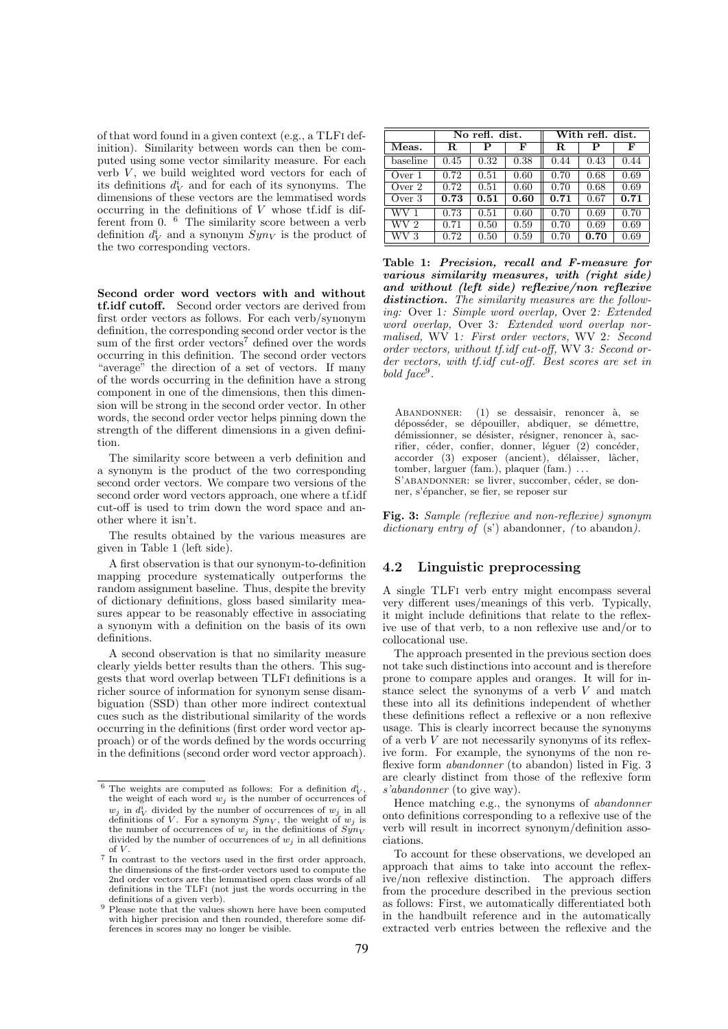of that word found in a given context (e.g., a TLFi definition). Similarity between words can then be computed using some vector similarity measure. For each verb $V$, we build weighted word vectors for each of its definitions $d^i_V$ and for each of its synonyms. The dimensions of these vectors are the lemmatised words occurring in the definitions of $V$ whose tf.idf is different from 0. [6] The similarity score between a verb definition $d^i_V$ and a synonym $Syn_V$ is the product of the two corresponding vectors.

**Second order word vectors with and without tf.idf cutoff.** Second order vectors are derived from first order vectors as follows. For each verb/synonym definition, the corresponding second order vector is the sum of the first order vectors[7] defined over the words occurring in this definition. The second order vectors "average" the direction of a set of vectors. If many of the words occurring in the definition have a strong component in one of the dimensions, then this dimension will be strong in the second order vector. In other words, the second order vector helps pinning down the strength of the different dimensions in a given definition.

The similarity score between a verb definition and a synonym is the product of the two corresponding second order vectors. We compare two versions of the second order word vectors approach, one where a tf.idf cut-off is used to trim down the word space and another where it isn't.

The results obtained by the various measures are given in Table 1 (left side).

A first observation is that our synonym-to-definition mapping procedure systematically outperforms the random assignment baseline. Thus, despite the brevity of dictionary definitions, gloss based similarity measures appear to be reasonably effective in associating a synonym with a definition on the basis of its own definitions.

A second observation is that no similarity measure clearly yields better results than the others. This suggests that word overlap between TLFi definitions is a richer source of information for synonym sense disambiguation (SSD) than other more indirect contextual cues such as the distributional similarity of the words occurring in the definitions (first order word vector approach) or of the words defined by the words occurring in the definitions (second order word vector approach).

| | No refl. dist. | | | With refl. dist. | | |
|---|---|---|---|---|---|---|
| **Meas.** | **R** | **P** | **F** | **R** | **P** | **F** |
| baseline | 0.45 | 0.32 | 0.38 | 0.44 | 0.43 | 0.44 |
| Over 1 | 0.72 | 0.51 | 0.60 | 0.70 | 0.68 | 0.69 |
| Over 2 | 0.72 | 0.51 | 0.60 | 0.70 | 0.68 | 0.69 |
| Over 3 | **0.73** | **0.51** | **0.60** | **0.71** | 0.67 | **0.71** |
| WV 1 | 0.73 | 0.51 | 0.60 | 0.70 | 0.69 | 0.70 |
| WV 2 | 0.71 | 0.50 | 0.59 | 0.70 | 0.69 | 0.69 |
| WV 3 | 0.72 | 0.50 | 0.59 | 0.70 | **0.70** | 0.69 |

**Table 1: *Precision, recall and F-measure for various similarity measures, with (right side) and without (left side) reflexive/non reflexive distinction.*** *The similarity measures are the following:* Over 1*: Simple word overlap,* Over 2*: Extended word overlap,* Over 3*: Extended word overlap normalised,* WV 1*: First order vectors,* WV 2*: Second order vectors, without tf.idf cut-off,* WV 3*: Second order vectors, with tf.idf cut-off. Best scores are set in bold face*[9].

Abandonner: (1) se dessaisir, renoncer à, se déposséder, se dépouiller, abdiquer, se démettre, démissionner, se désister, résigner, renoncer à, sacrifier, céder, confier, donner, léguer (2) concéder, accorder (3) exposer (ancient), délaisser, lâcher, tomber, larguer (fam.), plaquer (fam.) ...
S'abandonner: se livrer, succomber, céder, se donner, s'épancher, se fier, se reposer sur

**Fig. 3:** *Sample (reflexive and non-reflexive) synonym dictionary entry of* (s') abandonner*, (*to abandon*).*

## 4.2 Linguistic preprocessing

A single TLFi verb entry might encompass several very different uses/meanings of this verb. Typically, it might include definitions that relate to the reflexive use of that verb, to a non reflexive use and/or to collocational use.

The approach presented in the previous section does not take such distinctions into account and is therefore prone to compare apples and oranges. It will for instance select the synonyms of a verb $V$ and match these into all its definitions independent of whether these definitions reflect a reflexive or a non reflexive usage. This is clearly incorrect because the synonyms of a verb $V$ are not necessarily synonyms of its reflexive form. For example, the synonyms of the non reflexive form *abandonner* (to abandon) listed in Fig. 3 are clearly distinct from those of the reflexive form *s'abandonner* (to give way).

Hence matching e.g., the synonyms of *abandonner* onto definitions corresponding to a reflexive use of the verb will result in incorrect synonym/definition associations.

To account for these observations, we developed an approach that aims to take into account the reflexive/non reflexive distinction. The approach differs from the procedure described in the previous section as follows: First, we automatically differentiated both in the handbuilt reference and in the automatically extracted verb entries between the reflexive and the

[6] The weights are computed as follows: For a definition $d^i_V$, the weight of each word $w_j$ is the number of occurrences of $w_j$ in $d^i_V$ divided by the number of occurrences of $w_j$ in all definitions of $V$. For a synonym $Syn_V$, the weight of $w_j$ is the number of occurrences of $w_j$ in the definitions of $Syn_V$ divided by the number of occurrences of $w_j$ in all definitions of $V$.

[7] In contrast to the vectors used in the first order approach, the dimensions of the first-order vectors used to compute the 2nd order vectors are the lemmatised open class words of all definitions in the TLFi (not just the words occurring in the definitions of a given verb).

[9] Please note that the values shown here have been computed with higher precision and then rounded, therefore some differences in scores may no longer be visible.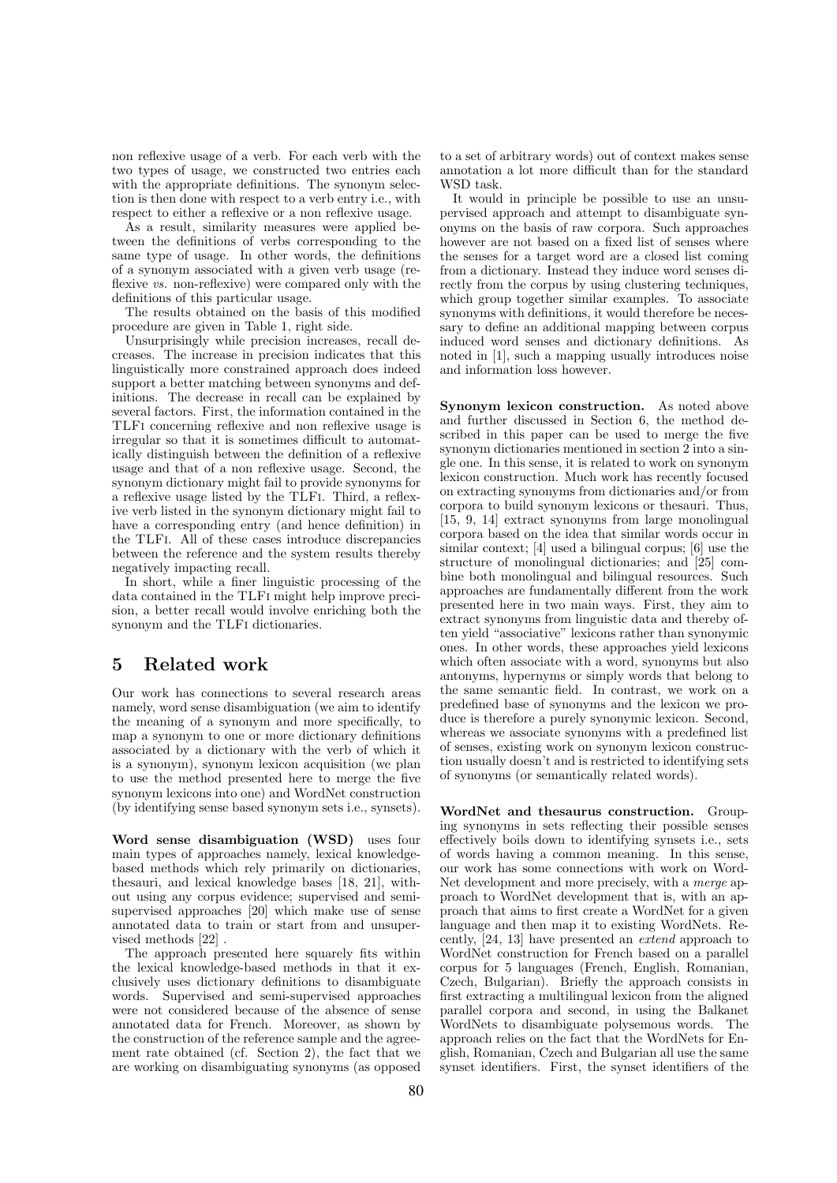non reflexive usage of a verb. For each verb with the two types of usage, we constructed two entries each with the appropriate definitions. The synonym selection is then done with respect to a verb entry i.e., with respect to either a reflexive or a non reflexive usage.

As a result, similarity measures were applied between the definitions of verbs corresponding to the same type of usage. In other words, the definitions of a synonym associated with a given verb usage (reflexive *vs.* non-reflexive) were compared only with the definitions of this particular usage.

The results obtained on the basis of this modified procedure are given in Table 1, right side.

Unsurprisingly while precision increases, recall decreases. The increase in precision indicates that this linguistically more constrained approach does indeed support a better matching between synonyms and definitions. The decrease in recall can be explained by several factors. First, the information contained in the TLFi concerning reflexive and non reflexive usage is irregular so that it is sometimes difficult to automatically distinguish between the definition of a reflexive usage and that of a non reflexive usage. Second, the synonym dictionary might fail to provide synonyms for a reflexive usage listed by the TLFi. Third, a reflexive verb listed in the synonym dictionary might fail to have a corresponding entry (and hence definition) in the TLFi. All of these cases introduce discrepancies between the reference and the system results thereby negatively impacting recall.

In short, while a finer linguistic processing of the data contained in the TLFi might help improve precision, a better recall would involve enriching both the synonym and the TLFi dictionaries.

# 5 Related work

Our work has connections to several research areas namely, word sense disambiguation (we aim to identify the meaning of a synonym and more specifically, to map a synonym to one or more dictionary definitions associated by a dictionary with the verb of which it is a synonym), synonym lexicon acquisition (we plan to use the method presented here to merge the five synonym lexicons into one) and WordNet construction (by identifying sense based synonym sets i.e., synsets).

**Word sense disambiguation (WSD)** uses four main types of approaches namely, lexical knowledge-based methods which rely primarily on dictionaries, thesauri, and lexical knowledge bases [18, 21], without using any corpus evidence; supervised and semi-supervised approaches [20] which make use of sense annotated data to train or start from and unsupervised methods [22] .

The approach presented here squarely fits within the lexical knowledge-based methods in that it exclusively uses dictionary definitions to disambiguate words. Supervised and semi-supervised approaches were not considered because of the absence of sense annotated data for French. Moreover, as shown by the construction of the reference sample and the agreement rate obtained (cf. Section 2), the fact that we are working on disambiguating synonyms (as opposed to a set of arbitrary words) out of context makes sense annotation a lot more difficult than for the standard WSD task.

It would in principle be possible to use an unsupervised approach and attempt to disambiguate synonyms on the basis of raw corpora. Such approaches however are not based on a fixed list of senses where the senses for a target word are a closed list coming from a dictionary. Instead they induce word senses directly from the corpus by using clustering techniques, which group together similar examples. To associate synonyms with definitions, it would therefore be necessary to define an additional mapping between corpus induced word senses and dictionary definitions. As noted in [1], such a mapping usually introduces noise and information loss however.

**Synonym lexicon construction.** As noted above and further discussed in Section 6, the method described in this paper can be used to merge the five synonym dictionaries mentioned in section 2 into a single one. In this sense, it is related to work on synonym lexicon construction. Much work has recently focused on extracting synonyms from dictionaries and/or from corpora to build synonym lexicons or thesauri. Thus, [15, 9, 14] extract synonyms from large monolingual corpora based on the idea that similar words occur in similar context; [4] used a bilingual corpus; [6] use the structure of monolingual dictionaries; and [25] combine both monolingual and bilingual resources. Such approaches are fundamentally different from the work presented here in two main ways. First, they aim to extract synonyms from linguistic data and thereby often yield "associative" lexicons rather than synonymic ones. In other words, these approaches yield lexicons which often associate with a word, synonyms but also antonyms, hypernyms or simply words that belong to the same semantic field. In contrast, we work on a predefined base of synonyms and the lexicon we produce is therefore a purely synonymic lexicon. Second, whereas we associate synonyms with a predefined list of senses, existing work on synonym lexicon construction usually doesn't and is restricted to identifying sets of synonyms (or semantically related words).

**WordNet and thesaurus construction.** Grouping synonyms in sets reflecting their possible senses effectively boils down to identifying synsets i.e., sets of words having a common meaning. In this sense, our work has some connections with work on WordNet development and more precisely, with a *merge* approach to WordNet development that is, with an approach that aims to first create a WordNet for a given language and then map it to existing WordNets. Recently, [24, 13] have presented an *extend* approach to WordNet construction for French based on a parallel corpus for 5 languages (French, English, Romanian, Czech, Bulgarian). Briefly the approach consists in first extracting a multilingual lexicon from the aligned parallel corpora and second, in using the Balkanet WordNets to disambiguate polysemous words. The approach relies on the fact that the WordNets for English, Romanian, Czech and Bulgarian all use the same synset identifiers. First, the synset identifiers of the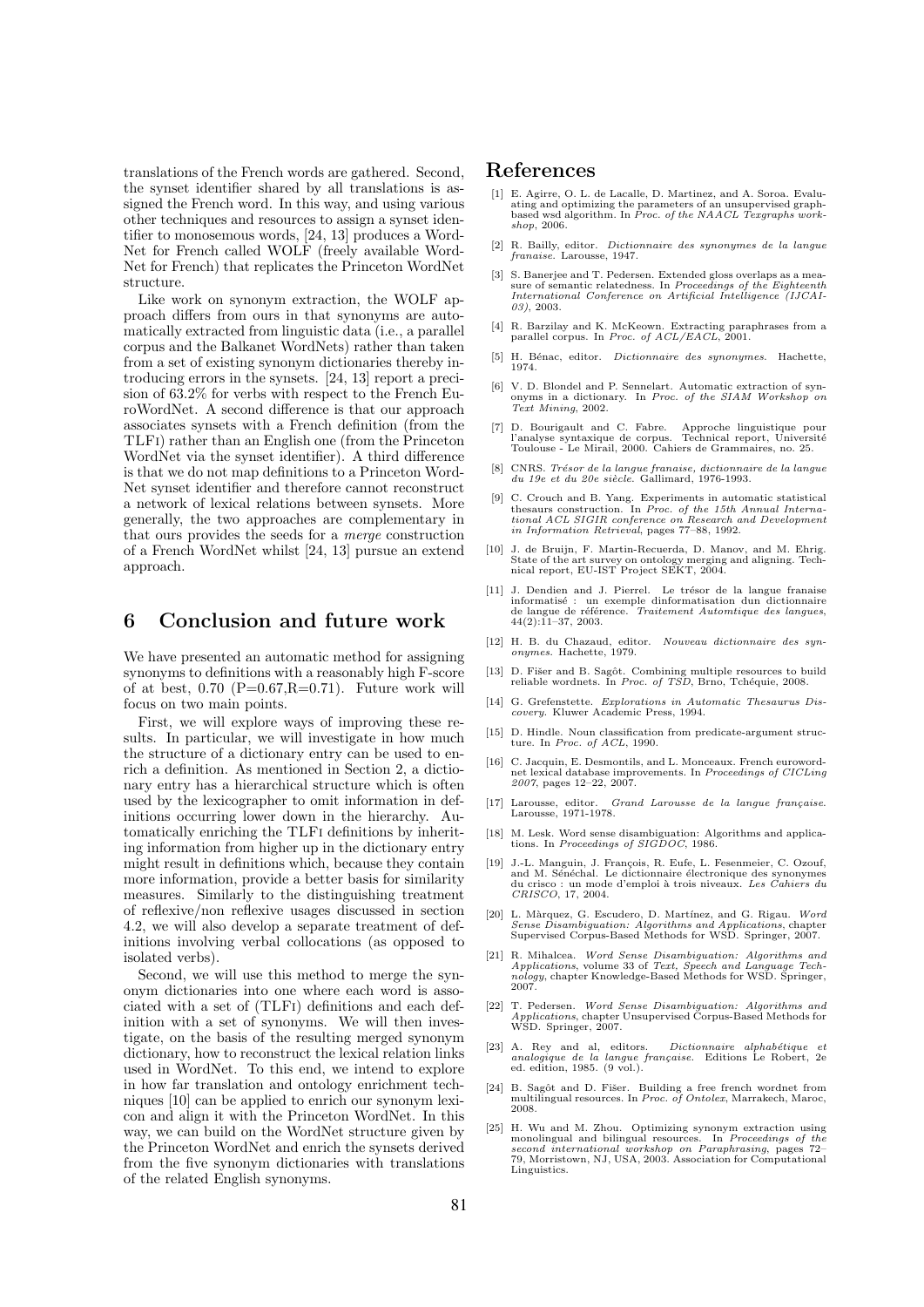translations of the French words are gathered. Second, the synset identifier shared by all translations is assigned the French word. In this way, and using various other techniques and resources to assign a synset identifier to monosemous words, [24, 13] produces a WordNet for French called WOLF (freely available WordNet for French) that replicates the Princeton WordNet structure.

Like work on synonym extraction, the WOLF approach differs from ours in that synonyms are automatically extracted from linguistic data (i.e., a parallel corpus and the Balkanet WordNets) rather than taken from a set of existing synonym dictionaries thereby introducing errors in the synsets. [24, 13] report a precision of 63.2% for verbs with respect to the French EuroWordNet. A second difference is that our approach associates synsets with a French definition (from the TLFi) rather than an English one (from the Princeton WordNet via the synset identifier). A third difference is that we do not map definitions to a Princeton WordNet synset identifier and therefore cannot reconstruct a network of lexical relations between synsets. More generally, the two approaches are complementary in that ours provides the seeds for a *merge* construction of a French WordNet whilst [24, 13] pursue an extend approach.

## 6 Conclusion and future work

We have presented an automatic method for assigning synonyms to definitions with a reasonably high F-score of at best, 0.70 (P=0.67,R=0.71). Future work will focus on two main points.

First, we will explore ways of improving these results. In particular, we will investigate in how much the structure of a dictionary entry can be used to enrich a definition. As mentioned in Section 2, a dictionary entry has a hierarchical structure which is often used by the lexicographer to omit information in definitions occurring lower down in the hierarchy. Automatically enriching the TLFi definitions by inheriting information from higher up in the dictionary entry might result in definitions which, because they contain more information, provide a better basis for similarity measures. Similarly to the distinguishing treatment of reflexive/non reflexive usages discussed in section 4.2, we will also develop a separate treatment of definitions involving verbal collocations (as opposed to isolated verbs).

Second, we will use this method to merge the synonym dictionaries into one where each word is associated with a set of (TLFi) definitions and each definition with a set of synonyms. We will then investigate, on the basis of the resulting merged synonym dictionary, how to reconstruct the lexical relation links used in WordNet. To this end, we intend to explore in how far translation and ontology enrichment techniques [10] can be applied to enrich our synonym lexicon and align it with the Princeton WordNet. In this way, we can build on the WordNet structure given by the Princeton WordNet and enrich the synsets derived from the five synonym dictionaries with translations of the related English synonyms.

## References

[1] E. Agirre, O. L. de Lacalle, D. Martinez, and A. Soroa. Evaluating and optimizing the parameters of an unsupervised graph-based wsd algorithm. In *Proc. of the NAACL Texgraphs workshop*, 2006.

[2] R. Bailly, editor. *Dictionnaire des synonymes de la langue franaise*. Larousse, 1947.

[3] S. Banerjee and T. Pedersen. Extended gloss overlaps as a measure of semantic relatedness. In *Proceedings of the Eighteenth International Conference on Artificial Intelligence (IJCAI-03)*, 2003.

[4] R. Barzilay and K. McKeown. Extracting paraphrases from a parallel corpus. In *Proc. of ACL/EACL*, 2001.

[5] H. Bénac, editor. *Dictionnaire des synonymes*. Hachette, 1974.

[6] V. D. Blondel and P. Sennelart. Automatic extraction of synonyms in a dictionary. In *Proc. of the SIAM Workshop on Text Mining*, 2002.

[7] D. Bourigault and C. Fabre. Approche linguistique pour l'analyse syntaxique de corpus. Technical report, Université Toulouse - Le Mirail, 2000. Cahiers de Grammaires, no. 25.

[8] CNRS. *Trésor de la langue franaise, dictionnaire de la langue du 19e et du 20e siècle*. Gallimard, 1976-1993.

[9] C. Crouch and B. Yang. Experiments in automatic statistical thesaurus construction. In *Proc. of the 15th Annual International ACL SIGIR conference on Research and Development in Information Retrieval*, pages 77–88, 1992.

[10] J. de Bruijn, F. Martin-Recuerda, D. Manov, and M. Ehrig. State of the art survey on ontology merging and aligning. Technical report, EU-IST Project SEKT, 2004.

[11] J. Dendien and J. Pierrel. Le trésor de la langue franaise informatisé : un exemple dinformatisation dun dictionnaire de langue de référence. *Traitement Automtique des langues*, 44(2):11–37, 2003.

[12] H. B. du Chazaud, editor. *Nouveau dictionnaire des synonymes*. Hachette, 1979.

[13] D. Fišer and B. Sagôt. Combining multiple resources to build reliable wordnets. In *Proc. of TSD*, Brno, Tchéquie, 2008.

[14] G. Grefenstette. *Explorations in Automatic Thesaurus Discovery*. Kluwer Academic Press, 1994.

[15] D. Hindle. Noun classification from predicate-argument structure. In *Proc. of ACL*, 1990.

[16] C. Jacquin, E. Desmontils, and L. Monceaux. French eurowordnet lexical database improvements. In *Proceedings of CICLing 2007*, pages 12–22, 2007.

[17] Larousse, editor. *Grand Larousse de la langue française*. Larousse, 1971-1978.

[18] M. Lesk. Word sense disambiguation: Algorithms and applications. In *Proceedings of SIGDOC*, 1986.

[19] J.-L. Manguin, J. François, R. Eufe, L. Fesenmeier, C. Ozouf, and M. Sénéchal. Le dictionnaire électronique des synonymes du crisco : un mode d'emploi à trois niveaux. *Les Cahiers du CRISCO*, 17, 2004.

[20] L. Màrquez, G. Escudero, D. Martínez, and G. Rigau. *Word Sense Disambiguation: Algorithms and Applications*, chapter Supervised Corpus-Based Methods for WSD. Springer, 2007.

[21] R. Mihalcea. *Word Sense Disambiguation: Algorithms and Applications*, volume 33 of *Text, Speech and Language Technology*, chapter Knowledge-Based Methods for WSD. Springer, 2007.

[22] T. Pedersen. *Word Sense Disambiguation: Algorithms and Applications*, chapter Unsupervised Corpus-Based Methods for WSD. Springer, 2007.

[23] A. Rey and al, editors. *Dictionnaire alphabétique et analogique de la langue française*. Editions Le Robert, 2e ed. edition, 1985. (9 vol.).

[24] B. Sagôt and D. Fišer. Building a free french wordnet from multilingual resources. In *Proc. of Ontolex*, Marrakech, Maroc, 2008.

[25] H. Wu and M. Zhou. Optimizing synonym extraction using monolingual and bilingual resources. In *Proceedings of the second international workshop on Paraphrasing*, pages 72–79, Morristown, NJ, USA, 2003. Association for Computational Linguistics.